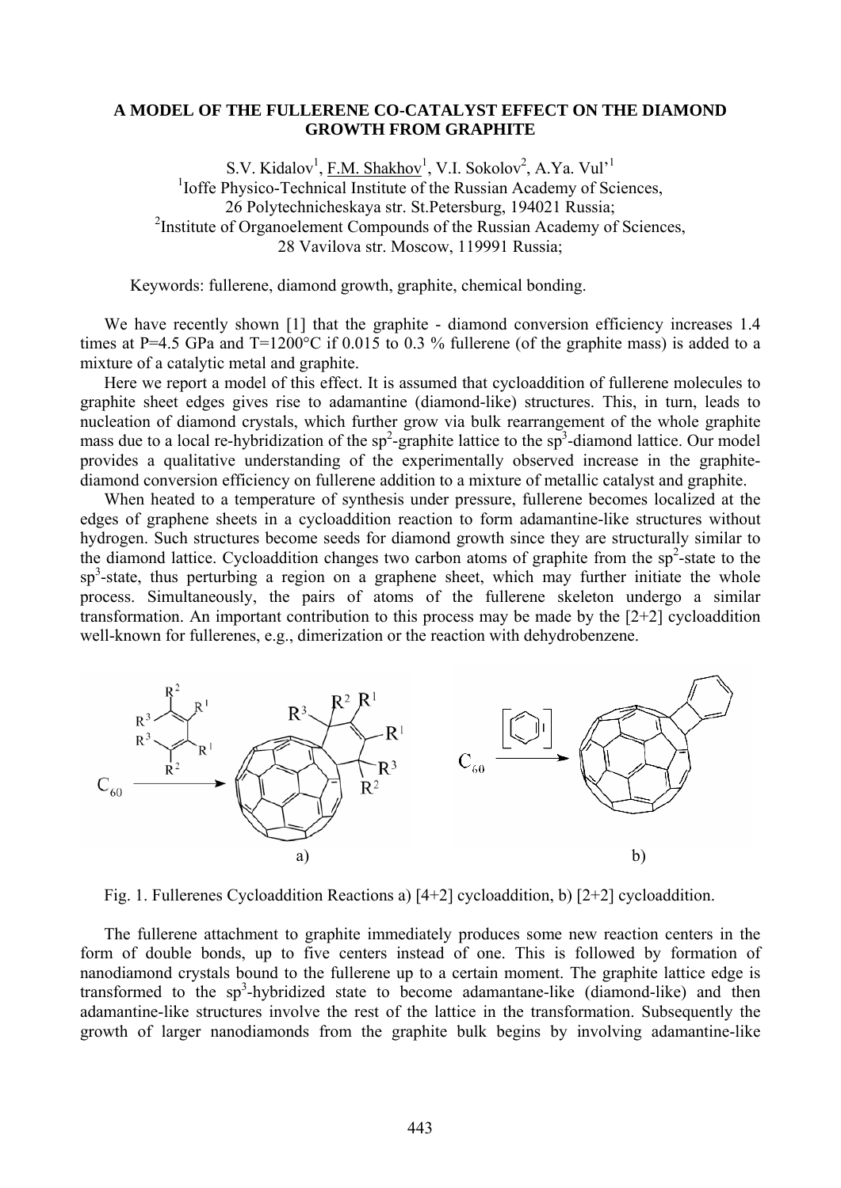# A MODEL OF THE FULLERENE CO-CATALYST EFFECT ON THE DIAMOND GROWTH FROM GRAPHITE

S.V. Kidalov[1], F.M. Shakhov[1], V.I. Sokolov[2], A.Ya. Vul'[1]

[1]Ioffe Physico-Technical Institute of the Russian Academy of Sciences, 26 Polytechnicheskaya str. St.Petersburg, 194021 Russia;

[2]Institute of Organoelement Compounds of the Russian Academy of Sciences, 28 Vavilova str. Moscow, 119991 Russia;

Keywords: fullerene, diamond growth, graphite, chemical bonding.

We have recently shown [1] that the graphite - diamond conversion efficiency increases 1.4 times at P=4.5 GPa and T=1200°C if 0.015 to 0.3 % fullerene (of the graphite mass) is added to a mixture of a catalytic metal and graphite.

Here we report a model of this effect. It is assumed that cycloaddition of fullerene molecules to graphite sheet edges gives rise to adamantine (diamond-like) structures. This, in turn, leads to nucleation of diamond crystals, which further grow via bulk rearrangement of the whole graphite mass due to a local re-hybridization of the $sp^2$-graphite lattice to the $sp^3$-diamond lattice. Our model provides a qualitative understanding of the experimentally observed increase in the graphite-diamond conversion efficiency on fullerene addition to a mixture of metallic catalyst and graphite.

When heated to a temperature of synthesis under pressure, fullerene becomes localized at the edges of graphene sheets in a cycloaddition reaction to form adamantine-like structures without hydrogen. Such structures become seeds for diamond growth since they are structurally similar to the diamond lattice. Cycloaddition changes two carbon atoms of graphite from the $sp^2$-state to the $sp^3$-state, thus perturbing a region on a graphene sheet, which may further initiate the whole process. Simultaneously, the pairs of atoms of the fullerene skeleton undergo a similar transformation. An important contribution to this process may be made by the [2+2] cycloaddition well-known for fullerenes, e.g., dimerization or the reaction with dehydrobenzene.

Fig. 1. Fullerenes Cycloaddition Reactions a) [4+2] cycloaddition, b) [2+2] cycloaddition.

The fullerene attachment to graphite immediately produces some new reaction centers in the form of double bonds, up to five centers instead of one. This is followed by formation of nanodiamond crystals bound to the fullerene up to a certain moment. The graphite lattice edge is transformed to the $sp^3$-hybridized state to become adamantane-like (diamond-like) and then adamantine-like structures involve the rest of the lattice in the transformation. Subsequently the growth of larger nanodiamonds from the graphite bulk begins by involving adamantine-like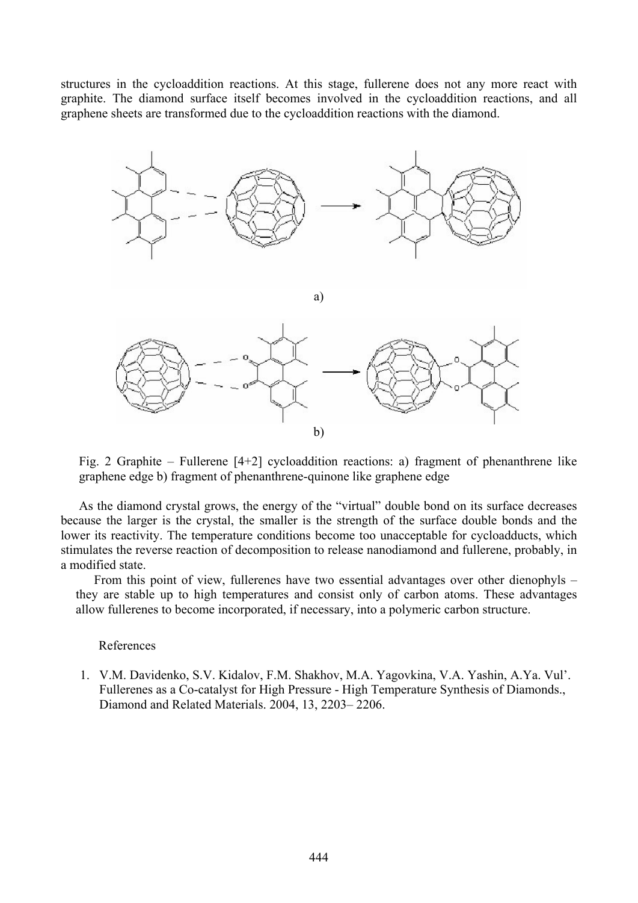structures in the cycloaddition reactions. At this stage, fullerene does not any more react with graphite. The diamond surface itself becomes involved in the cycloaddition reactions, and all graphene sheets are transformed due to the cycloaddition reactions with the diamond.

a)

b)

Fig. 2 Graphite – Fullerene [4+2] cycloaddition reactions: a) fragment of phenanthrene like graphene edge b) fragment of phenanthrene-quinone like graphene edge

As the diamond crystal grows, the energy of the "virtual" double bond on its surface decreases because the larger is the crystal, the smaller is the strength of the surface double bonds and the lower its reactivity. The temperature conditions become too unacceptable for cycloadducts, which stimulates the reverse reaction of decomposition to release nanodiamond and fullerene, probably, in a modified state.

From this point of view, fullerenes have two essential advantages over other dienophyls – they are stable up to high temperatures and consist only of carbon atoms. These advantages allow fullerenes to become incorporated, if necessary, into a polymeric carbon structure.

References

1. V.M. Davidenko, S.V. Kidalov, F.M. Shakhov, M.A. Yagovkina, V.A. Yashin, A.Ya. Vul'. Fullerenes as a Co-catalyst for High Pressure - High Temperature Synthesis of Diamonds., Diamond and Related Materials. 2004, 13, 2203– 2206.